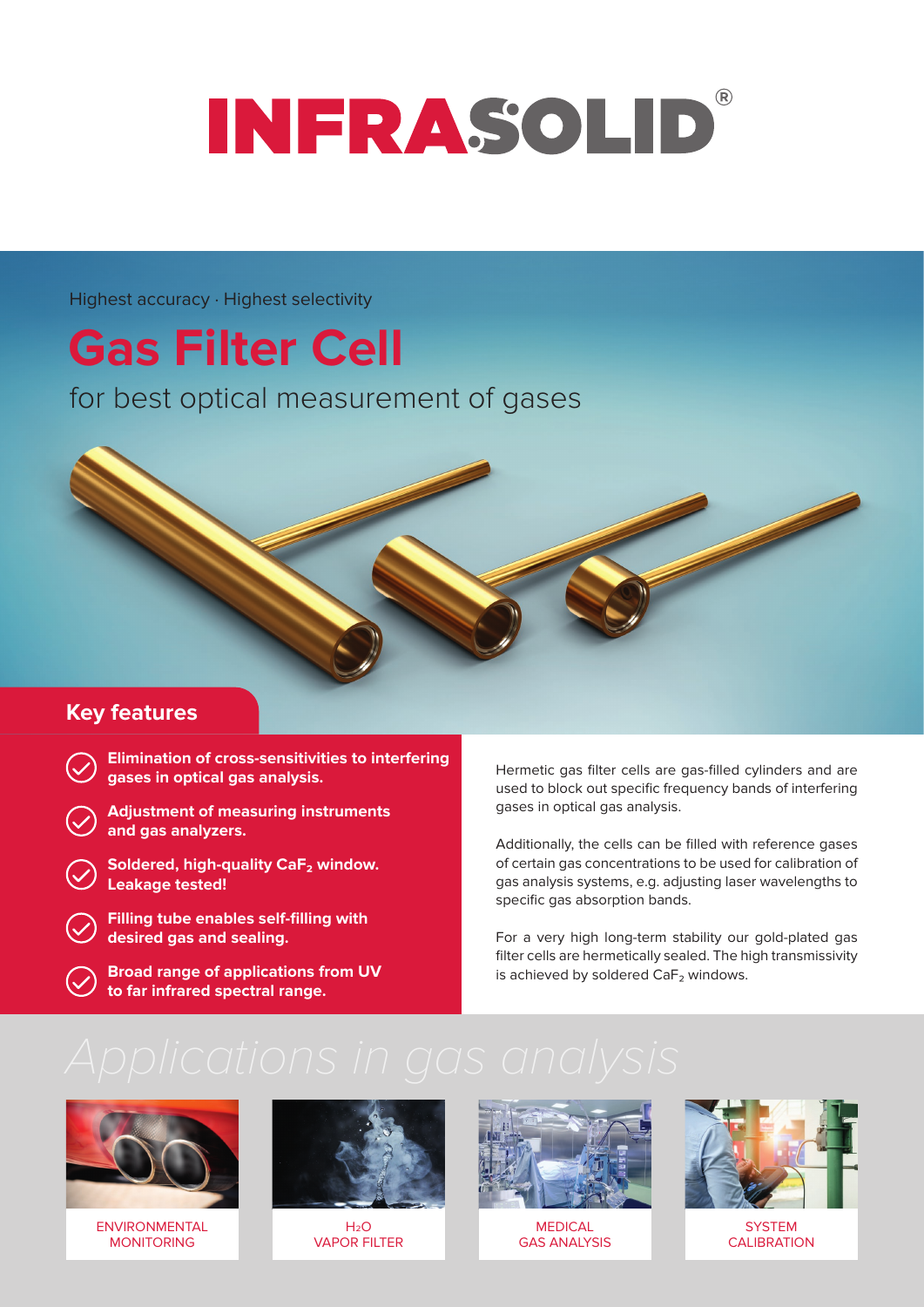# INFRASOLID®

Highest accuracy · Highest selectivity

# Gas Filter Cell

for best optical measurement of gases

## Key features

- **Elimination of cross-sensitivities to interfering gases in optical gas analysis.**
- **Adjustment of measuring instruments and gas analyzers.**
- **Soldered, high-quality $CaF_2$ window. Leakage tested!**
- **Filling tube enables self-filling with desired gas and sealing.**
- **Broad range of applications from UV to far infrared spectral range.**

Hermetic gas filter cells are gas-filled cylinders and are used to block out specific frequency bands of interfering gases in optical gas analysis.

Additionally, the cells can be filled with reference gases of certain gas concentrations to be used for calibration of gas analysis systems, e.g. adjusting laser wavelengths to specific gas absorption bands.

For a very high long-term stability our gold-plated gas filter cells are hermetically sealed. The high transmissivity is achieved by soldered $CaF_2$ windows.

## Applications in gas analysis

ENVIRONMENTAL MONITORING

$H_2O$ VAPOR FILTER

MEDICAL GAS ANALYSIS

SYSTEM CALIBRATION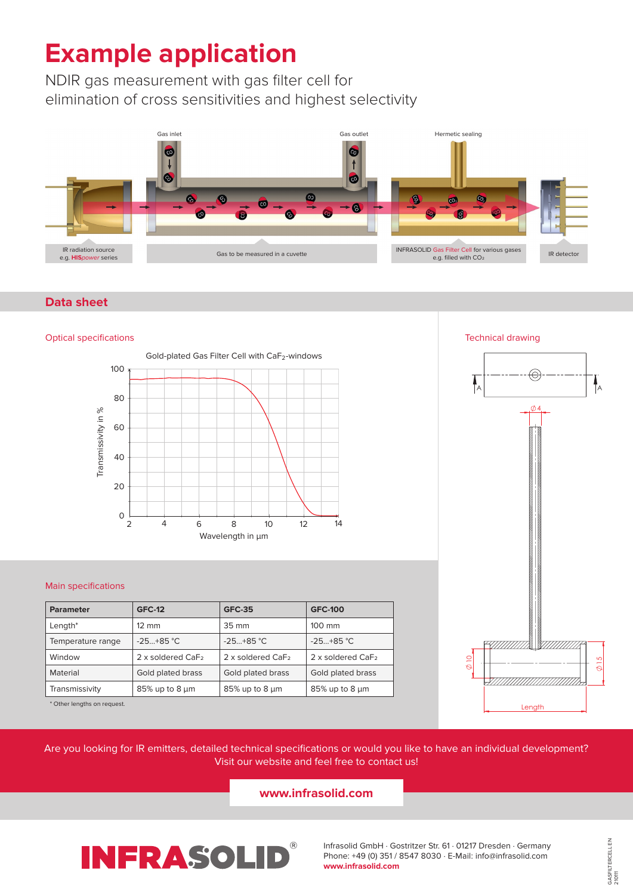# Example application

NDIR gas measurement with gas filter cell for elimination of cross sensitivities and highest selectivity

Gas inlet

Gas outlet

Hermetic sealing

IR radiation source
e.g. **HIS***power* series

Gas to be measured in a cuvette

INFRASOLID Gas Filter Cell for various gases
e.g. filled with $CO_2$

IR detector

## Data sheet

### Optical specifications

Gold-plated Gas Filter Cell with $CaF_2$-windows

Transmissivity in %

100
80
60
40
20
0

2 4 6 8 10 12 14

Wavelength in µm

### Technical drawing

A A

Ø 4

Ø 10

Ø 15

Length

### Main specifications

| Parameter | GFC-12 | GFC-35 | GFC-100 |
|---|---|---|---|
| Length* | 12 mm | 35 mm | 100 mm |
| Temperature range | -25…+85 °C | -25…+85 °C | -25…+85 °C |
| Window | 2 x soldered $CaF_2$ | 2 x soldered $CaF_2$ | 2 x soldered $CaF_2$ |
| Material | Gold plated brass | Gold plated brass | Gold plated brass |
| Transmissivity | 85% up to 8 µm | 85% up to 8 µm | 85% up to 8 µm |

* Other lengths on request.

Are you looking for IR emitters, detailed technical specifications or would you like to have an individual development? Visit our website and feel free to contact us!

**www.infrasolid.com**

INFRASOLID®

Infrasolid GmbH · Gostritzer Str. 61 · 01217 Dresden · Germany
Phone: +49 (0) 351 / 8547 8030 · E-Mail: info@infrasolid.com
**www.infrasolid.com**

GASFILTERCELL EN
210111